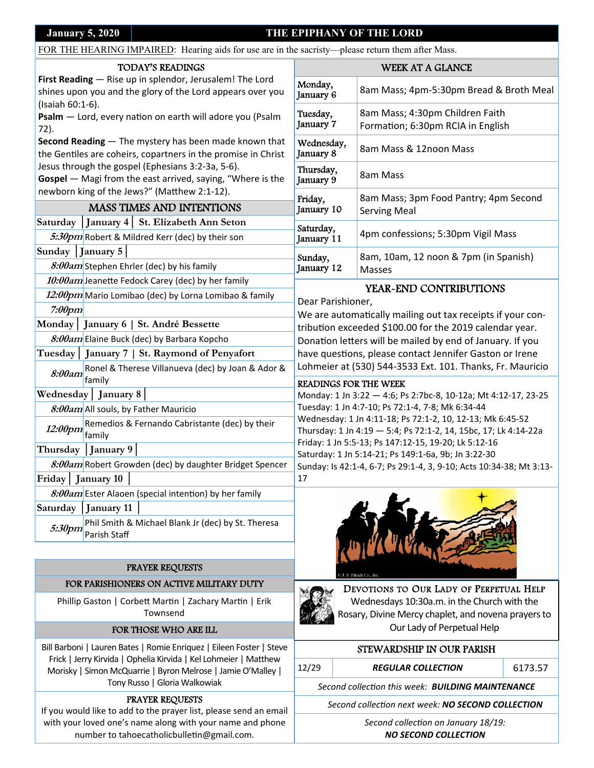**January 5, 2020** | **THE EPIPHANY OF THE LORD**

FOR THE HEARING IMPAIRED: Hearing aids for use are in the sacristy—please return them after Mass.

## TODAY'S READINGS

**First Reading** — Rise up in splendor, Jerusalem! The Lord shines upon you and the glory of the Lord appears over you (Isaiah 60:1-6).

**Psalm** — Lord, every nation on earth will adore you (Psalm 72).

**Second Reading** — The mystery has been made known that the Gentiles are coheirs, copartners in the promise in Christ Jesus through the gospel (Ephesians 3:2-3a, 5-6).

**Gospel** — Magi from the east arrived, saying, "Where is the newborn king of the Jews?" (Matthew 2:1-12).

## MASS TIMES AND INTENTIONS

| | |
|---|---|
| **Saturday \| January 4 \| St. Elizabeth Ann Seton** | |
| *5:30pm* | Robert & Mildred Kerr (dec) by their son |
| **Sunday \| January 5** | |
| *8:00am* | Stephen Ehrler (dec) by his family |
| *10:00am* | Jeanette Fedock Carey (dec) by her family |
| *12:00pm* | Mario Lombao (dec) by Lorna Lomibao & family |
| *7:00pm* | |
| **Monday \| January 6 \| St. André Bessette** | |
| *8:00am* | Elaine Buck (dec) by Barbara Kopcho |
| **Tuesday \| January 7 \| St. Raymond of Penyafort** | |
| *8:00am* | Ronel & Therese Villanueva (dec) by Joan & Ador & family |
| **Wednesday \| January 8** | |
| *8:00am* | All souls, by Father Mauricio |
| *12:00pm* | Remedios & Fernando Cabristante (dec) by their family |
| **Thursday \| January 9** | |
| *8:00am* | Robert Growden (dec) by daughter Bridget Spencer |
| **Friday \| January 10** | |
| *8:00am* | Ester Alaoen (special intention) by her family |
| **Saturday \| January 11** | |
| *5:30pm* | Phil Smith & Michael Blank Jr (dec) by St. Theresa Parish Staff |

## WEEK AT A GLANCE

| | |
|---|---|
| Monday, January 6 | 8am Mass; 4pm-5:30pm Bread & Broth Meal |
| Tuesday, January 7 | 8am Mass; 4:30pm Children Faith Formation; 6:30pm RCIA in English |
| Wednesday, January 8 | 8am Mass & 12noon Mass |
| Thursday, January 9 | 8am Mass |
| Friday, January 10 | 8am Mass; 3pm Food Pantry; 4pm Second Serving Meal |
| Saturday, January 11 | 4pm confessions; 5:30pm Vigil Mass |
| Sunday, January 12 | 8am, 10am, 12 noon & 7pm (in Spanish) Masses |

## YEAR-END CONTRIBUTIONS

Dear Parishioner,
We are automatically mailing out tax receipts if your contribution exceeded $100.00 for the 2019 calendar year. Donation letters will be mailed by end of January. If you have questions, please contact Jennifer Gaston or Irene Lohmeier at (530) 544-3533 Ext. 101. Thanks, Fr. Mauricio

### READINGS FOR THE WEEK

Monday: 1 Jn 3:22 — 4:6; Ps 2:7bc-8, 10-12a; Mt 4:12-17, 23-25
Tuesday: 1 Jn 4:7-10; Ps 72:1-4, 7-8; Mk 6:34-44
Wednesday: 1 Jn 4:11-18; Ps 72:1-2, 10, 12-13; Mk 6:45-52
Thursday: 1 Jn 4:19 — 5:4; Ps 72:1-2, 14, 15bc, 17; Lk 4:14-22a
Friday: 1 Jn 5:5-13; Ps 147:12-15, 19-20; Lk 5:12-16
Saturday: 1 Jn 5:14-21; Ps 149:1-6a, 9b; Jn 3:22-30
Sunday: Is 42:1-4, 6-7; Ps 29:1-4, 3, 9-10; Acts 10:34-38; Mt 3:13-17

© J. S. Paluch Co., Inc.

## PRAYER REQUESTS

### FOR PARISHIONERS ON ACTIVE MILITARY DUTY

Phillip Gaston | Corbett Martin | Zachary Martin | Erik Townsend

### FOR THOSE WHO ARE ILL

Bill Barboni | Lauren Bates | Romie Enriquez | Eileen Foster | Steve Frick | Jerry Kirvida | Ophelia Kirvida | Kel Lohmeier | Matthew Morisky | Simon McQuarrie | Byron Melrose | Jamie O'Malley | Tony Russo | Gloria Walkowiak

### PRAYER REQUESTS

If you would like to add to the prayer list, please send an email with your loved one's name along with your name and phone number to tahoecatholicbulletin@gmail.com.

## DEVOTIONS TO OUR LADY OF PERPETUAL HELP

Wednesdays 10:30a.m. in the Church with the Rosary, Divine Mercy chaplet, and novena prayers to Our Lady of Perpetual Help

## STEWARDSHIP IN OUR PARISH

| | | |
|---|---|---|
| 12/29 | ***REGULAR COLLECTION*** | 6173.57 |

*Second collection this week:* ***BUILDING MAINTENANCE***

*Second collection next week:* ***NO SECOND COLLECTION***

*Second collection on January 18/19:* ***NO SECOND COLLECTION***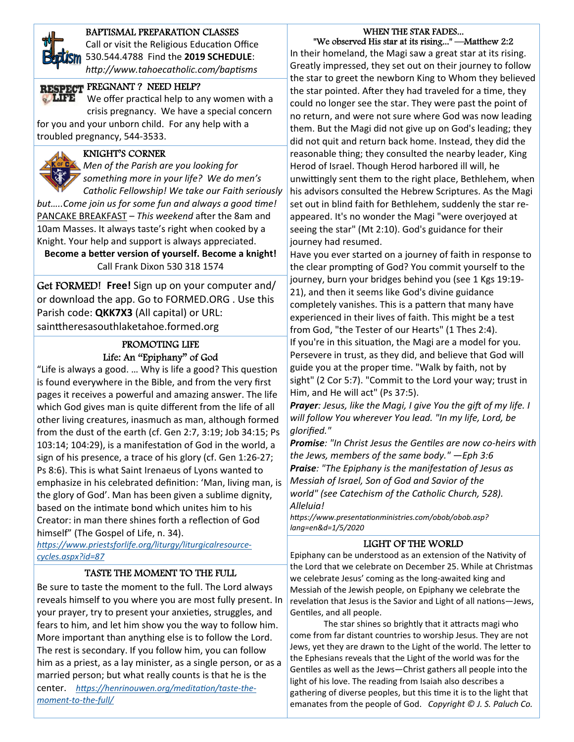## BAPTISMAL PREPARATION CLASSES

Call or visit the Religious Education Office 530.544.4788 Find the **2019 SCHEDULE**: *http://www.tahoecatholic.com/baptisms*

## PREGNANT ? NEED HELP?

We offer practical help to any women with a crisis pregnancy. We have a special concern for you and your unborn child. For any help with a troubled pregnancy, 544-3533.

## KNIGHT'S CORNER

*Men of the Parish are you looking for something more in your life? We do men's Catholic Fellowship! We take our Faith seriously but.....Come join us for some fun and always a good time!*

PANCAKE BREAKFAST – *This weekend* after the 8am and 10am Masses. It always taste's right when cooked by a Knight. Your help and support is always appreciated.

**Become a better version of yourself. Become a knight!**

Call Frank Dixon 530 318 1574

Get FORMED! **Free!** Sign up on your computer and/or download the app. Go to FORMED.ORG . Use this Parish code: **QKK7X3** (All capital) or URL: sainttheresasouthlaketahoe.formed.org

## PROMOTING LIFE
### Life: An "Epiphany" of God

"Life is always a good. … Why is life a good? This question is found everywhere in the Bible, and from the very first pages it receives a powerful and amazing answer. The life which God gives man is quite different from the life of all other living creatures, inasmuch as man, although formed from the dust of the earth (cf. Gen 2:7, 3:19; Job 34:15; Ps 103:14; 104:29), is a manifestation of God in the world, a sign of his presence, a trace of his glory (cf. Gen 1:26-27; Ps 8:6). This is what Saint Irenaeus of Lyons wanted to emphasize in his celebrated definition: 'Man, living man, is the glory of God'. Man has been given a sublime dignity, based on the intimate bond which unites him to his Creator: in man there shines forth a reflection of God himself" (The Gospel of Life, n. 34).

*https://www.priestsforlife.org/liturgy/liturgicalresource-cycles.aspx?id=87*

## TASTE THE MOMENT TO THE FULL

Be sure to taste the moment to the full. The Lord always reveals himself to you where you are most fully present. In your prayer, try to present your anxieties, struggles, and fears to him, and let him show you the way to follow him. More important than anything else is to follow the Lord. The rest is secondary. If you follow him, you can follow him as a priest, as a lay minister, as a single person, or as a married person; but what really counts is that he is the center. *https://henrinouwen.org/meditation/taste-the-moment-to-the-full/*

## WHEN THE STAR FADES...

"We observed His star at its rising..." —Matthew 2:2

In their homeland, the Magi saw a great star at its rising. Greatly impressed, they set out on their journey to follow the star to greet the newborn King to Whom they believed the star pointed. After they had traveled for a time, they could no longer see the star. They were past the point of no return, and were not sure where God was now leading them. But the Magi did not give up on God's leading; they did not quit and return back home. Instead, they did the reasonable thing; they consulted the nearby leader, King Herod of Israel. Though Herod harbored ill will, he unwittingly sent them to the right place, Bethlehem, when his advisors consulted the Hebrew Scriptures. As the Magi set out in blind faith for Bethlehem, suddenly the star re-appeared. It's no wonder the Magi "were overjoyed at seeing the star" (Mt 2:10). God's guidance for their journey had resumed.

Have you ever started on a journey of faith in response to the clear prompting of God? You commit yourself to the journey, burn your bridges behind you (see 1 Kgs 19:19-21), and then it seems like God's divine guidance completely vanishes. This is a pattern that many have experienced in their lives of faith. This might be a test from God, "the Tester of our Hearts" (1 Thes 2:4).

If you're in this situation, the Magi are a model for you. Persevere in trust, as they did, and believe that God will guide you at the proper time. "Walk by faith, not by sight" (2 Cor 5:7). "Commit to the Lord your way; trust in Him, and He will act" (Ps 37:5).

***Prayer**: Jesus, like the Magi, I give You the gift of my life. I will follow You wherever You lead. "In my life, Lord, be glorified."*

***Promise**: "In Christ Jesus the Gentiles are now co-heirs with the Jews, members of the same body." —Eph 3:6*

***Praise**: "The Epiphany is the manifestation of Jesus as Messiah of Israel, Son of God and Savior of the world" (see Catechism of the Catholic Church, 528). Alleluia!*

*https://www.presentationministries.com/obob/obob.asp?lang=en&d=1/5/2020*

## LIGHT OF THE WORLD

Epiphany can be understood as an extension of the Nativity of the Lord that we celebrate on December 25. While at Christmas we celebrate Jesus' coming as the long-awaited king and Messiah of the Jewish people, on Epiphany we celebrate the revelation that Jesus is the Savior and Light of all nations—Jews, Gentiles, and all people.

The star shines so brightly that it attracts magi who come from far distant countries to worship Jesus. They are not Jews, yet they are drawn to the Light of the world. The letter to the Ephesians reveals that the Light of the world was for the Gentiles as well as the Jews—Christ gathers all people into the light of his love. The reading from Isaiah also describes a gathering of diverse peoples, but this time it is to the light that emanates from the people of God. *Copyright © J. S. Paluch Co.*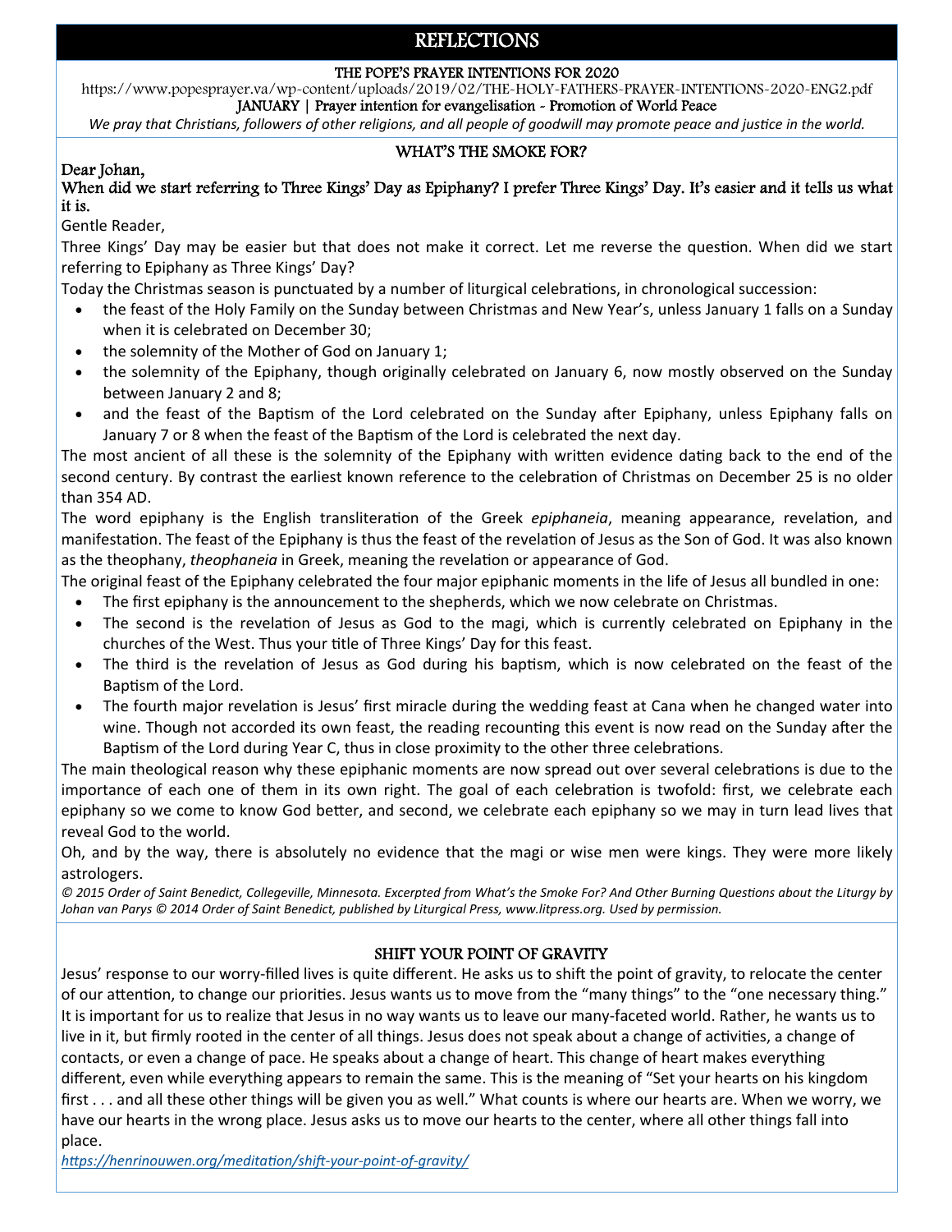# REFLECTIONS

**THE POPE'S PRAYER INTENTIONS FOR 2020**

https://www.popesprayer.va/wp-content/uploads/2019/02/THE-HOLY-FATHERS-PRAYER-INTENTIONS-2020-ENG2.pdf

**JANUARY | Prayer intention for evangelisation - Promotion of World Peace**

*We pray that Christians, followers of other religions, and all people of goodwill may promote peace and justice in the world.*

## WHAT'S THE SMOKE FOR?

**Dear Johan,**

**When did we start referring to Three Kings' Day as Epiphany? I prefer Three Kings' Day. It's easier and it tells us what it is.**

Gentle Reader,

Three Kings' Day may be easier but that does not make it correct. Let me reverse the question. When did we start referring to Epiphany as Three Kings' Day?

Today the Christmas season is punctuated by a number of liturgical celebrations, in chronological succession:

- the feast of the Holy Family on the Sunday between Christmas and New Year's, unless January 1 falls on a Sunday when it is celebrated on December 30;
- the solemnity of the Mother of God on January 1;
- the solemnity of the Epiphany, though originally celebrated on January 6, now mostly observed on the Sunday between January 2 and 8;
- and the feast of the Baptism of the Lord celebrated on the Sunday after Epiphany, unless Epiphany falls on January 7 or 8 when the feast of the Baptism of the Lord is celebrated the next day.

The most ancient of all these is the solemnity of the Epiphany with written evidence dating back to the end of the second century. By contrast the earliest known reference to the celebration of Christmas on December 25 is no older than 354 AD.

The word epiphany is the English transliteration of the Greek *epiphaneia*, meaning appearance, revelation, and manifestation. The feast of the Epiphany is thus the feast of the revelation of Jesus as the Son of God. It was also known as the theophany, *theophaneia* in Greek, meaning the revelation or appearance of God.

The original feast of the Epiphany celebrated the four major epiphanic moments in the life of Jesus all bundled in one:

- The first epiphany is the announcement to the shepherds, which we now celebrate on Christmas.
- The second is the revelation of Jesus as God to the magi, which is currently celebrated on Epiphany in the churches of the West. Thus your title of Three Kings' Day for this feast.
- The third is the revelation of Jesus as God during his baptism, which is now celebrated on the feast of the Baptism of the Lord.
- The fourth major revelation is Jesus' first miracle during the wedding feast at Cana when he changed water into wine. Though not accorded its own feast, the reading recounting this event is now read on the Sunday after the Baptism of the Lord during Year C, thus in close proximity to the other three celebrations.

The main theological reason why these epiphanic moments are now spread out over several celebrations is due to the importance of each one of them in its own right. The goal of each celebration is twofold: first, we celebrate each epiphany so we come to know God better, and second, we celebrate each epiphany so we may in turn lead lives that reveal God to the world.

Oh, and by the way, there is absolutely no evidence that the magi or wise men were kings. They were more likely astrologers.

*© 2015 Order of Saint Benedict, Collegeville, Minnesota. Excerpted from What's the Smoke For? And Other Burning Questions about the Liturgy by Johan van Parys © 2014 Order of Saint Benedict, published by Liturgical Press, www.litpress.org. Used by permission.*

## SHIFT YOUR POINT OF GRAVITY

Jesus' response to our worry-filled lives is quite different. He asks us to shift the point of gravity, to relocate the center of our attention, to change our priorities. Jesus wants us to move from the "many things" to the "one necessary thing." It is important for us to realize that Jesus in no way wants us to leave our many-faceted world. Rather, he wants us to live in it, but firmly rooted in the center of all things. Jesus does not speak about a change of activities, a change of contacts, or even a change of pace. He speaks about a change of heart. This change of heart makes everything different, even while everything appears to remain the same. This is the meaning of "Set your hearts on his kingdom first . . . and all these other things will be given you as well." What counts is where our hearts are. When we worry, we have our hearts in the wrong place. Jesus asks us to move our hearts to the center, where all other things fall into place.

*https://henrinouwen.org/meditation/shift-your-point-of-gravity/*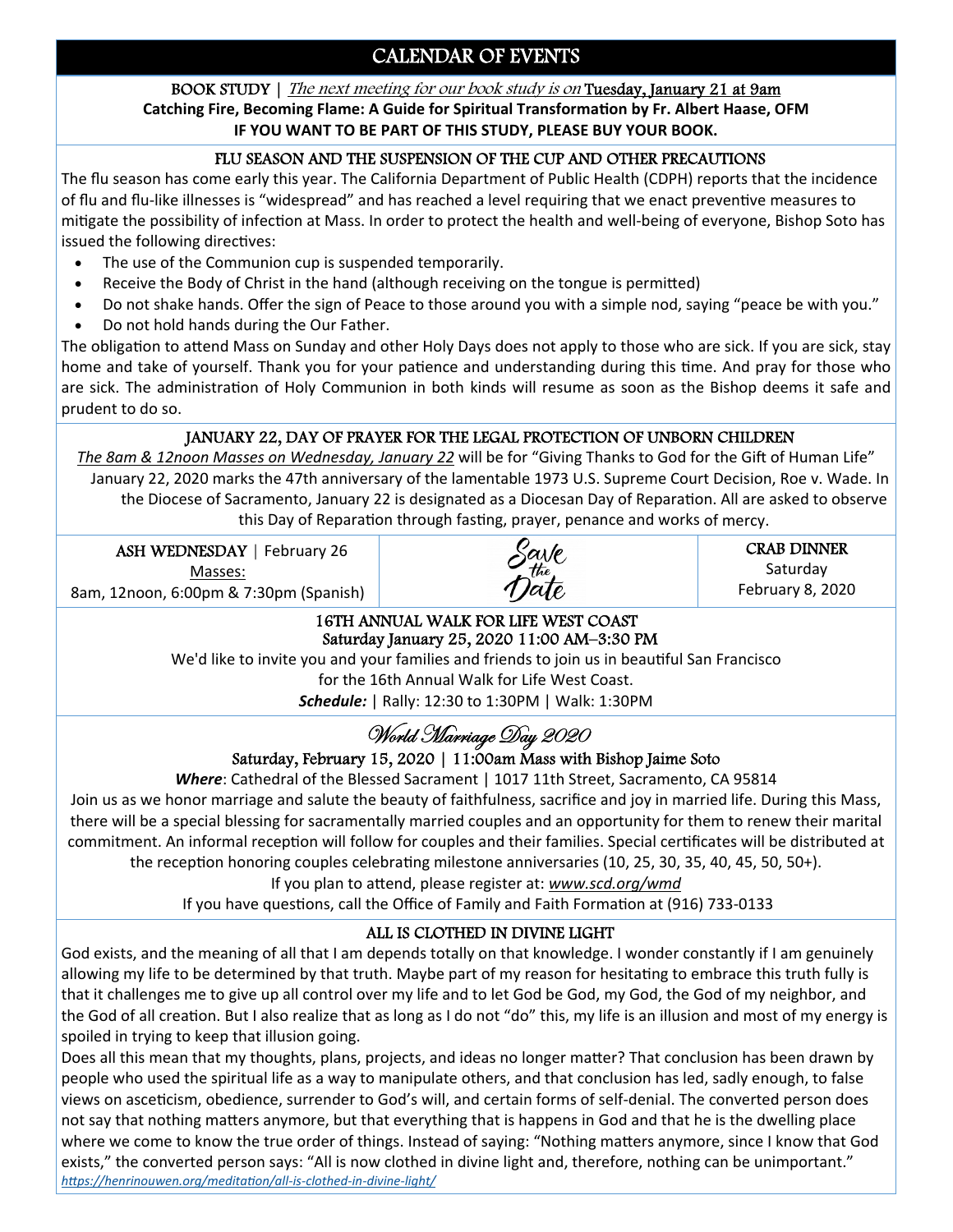# CALENDAR OF EVENTS

**BOOK STUDY** | *The next meeting for our book study is on* **Tuesday, January 21 at 9am**
**Catching Fire, Becoming Flame: A Guide for Spiritual Transformation by Fr. Albert Haase, OFM**
**IF YOU WANT TO BE PART OF THIS STUDY, PLEASE BUY YOUR BOOK.**

## FLU SEASON AND THE SUSPENSION OF THE CUP AND OTHER PRECAUTIONS

The flu season has come early this year. The California Department of Public Health (CDPH) reports that the incidence of flu and flu-like illnesses is "widespread" and has reached a level requiring that we enact preventive measures to mitigate the possibility of infection at Mass. In order to protect the health and well-being of everyone, Bishop Soto has issued the following directives:

- The use of the Communion cup is suspended temporarily.
- Receive the Body of Christ in the hand (although receiving on the tongue is permitted)
- Do not shake hands. Offer the sign of Peace to those around you with a simple nod, saying "peace be with you."
- Do not hold hands during the Our Father.

The obligation to attend Mass on Sunday and other Holy Days does not apply to those who are sick. If you are sick, stay home and take of yourself. Thank you for your patience and understanding during this time. And pray for those who are sick. The administration of Holy Communion in both kinds will resume as soon as the Bishop deems it safe and prudent to do so.

## JANUARY 22, DAY OF PRAYER FOR THE LEGAL PROTECTION OF UNBORN CHILDREN

*The 8am & 12noon Masses on Wednesday, January 22* will be for "Giving Thanks to God for the Gift of Human Life" January 22, 2020 marks the 47th anniversary of the lamentable 1973 U.S. Supreme Court Decision, Roe v. Wade. In the Diocese of Sacramento, January 22 is designated as a Diocesan Day of Reparation. All are asked to observe this Day of Reparation through fasting, prayer, penance and works of mercy.

**ASH WEDNESDAY** | February 26
Masses:
8am, 12noon, 6:00pm & 7:30pm (Spanish)

Save the Date

**CRAB DINNER**
Saturday
February 8, 2020

## 16TH ANNUAL WALK FOR LIFE WEST COAST

Saturday January 25, 2020 11:00 AM–3:30 PM

We'd like to invite you and your families and friends to join us in beautiful San Francisco for the 16th Annual Walk for Life West Coast.

***Schedule:*** | Rally: 12:30 to 1:30PM | Walk: 1:30PM

## World Marriage Day 2020

Saturday, February 15, 2020 | 11:00am Mass with Bishop Jaime Soto

***Where***: Cathedral of the Blessed Sacrament | 1017 11th Street, Sacramento, CA 95814

Join us as we honor marriage and salute the beauty of faithfulness, sacrifice and joy in married life. During this Mass, there will be a special blessing for sacramentally married couples and an opportunity for them to renew their marital commitment. An informal reception will follow for couples and their families. Special certificates will be distributed at the reception honoring couples celebrating milestone anniversaries (10, 25, 30, 35, 40, 45, 50, 50+).

If you plan to attend, please register at: *www.scd.org/wmd*

If you have questions, call the Office of Family and Faith Formation at (916) 733-0133

## ALL IS CLOTHED IN DIVINE LIGHT

God exists, and the meaning of all that I am depends totally on that knowledge. I wonder constantly if I am genuinely allowing my life to be determined by that truth. Maybe part of my reason for hesitating to embrace this truth fully is that it challenges me to give up all control over my life and to let God be God, my God, the God of my neighbor, and the God of all creation. But I also realize that as long as I do not "do" this, my life is an illusion and most of my energy is spoiled in trying to keep that illusion going.

Does all this mean that my thoughts, plans, projects, and ideas no longer matter? That conclusion has been drawn by people who used the spiritual life as a way to manipulate others, and that conclusion has led, sadly enough, to false views on asceticism, obedience, surrender to God's will, and certain forms of self-denial. The converted person does not say that nothing matters anymore, but that everything that is happens in God and that he is the dwelling place where we come to know the true order of things. Instead of saying: "Nothing matters anymore, since I know that God exists," the converted person says: "All is now clothed in divine light and, therefore, nothing can be unimportant."

*https://henrinouwen.org/meditation/all-is-clothed-in-divine-light/*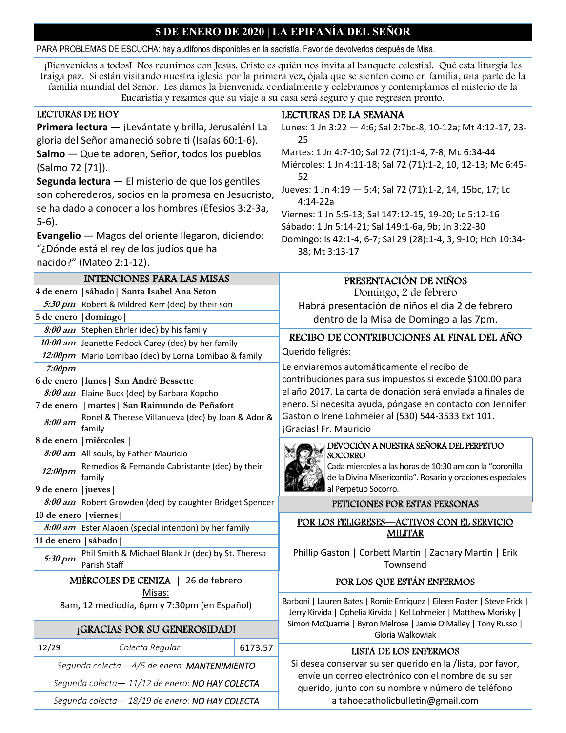# 5 DE ENERO DE 2020 | LA EPIFANÍA DEL SEÑOR

PARA PROBLEMAS DE ESCUCHA: hay audífonos disponibles en la sacristía. Favor de devolverlos después de Misa.

¡Bienvenidos a todos! Nos reunimos con Jesús. Cristo es quién nos invita al banquete celestial. Qué esta liturgia les traiga paz. Si están visitando nuestra iglesia por la primera vez, ójala que se sienten como en familia, una parte de la familia mundial del Señor. Les damos la bienvenida cordialmente y celebramos y contemplamos el misterio de la Eucaristía y rezamos que su viaje a su casa será seguro y que regresen pronto.

## LECTURAS DE HOY

**Primera lectura** — ¡Levántate y brilla, Jerusalén! La gloria del Señor amaneció sobre ti (Isaías 60:1-6).

**Salmo** — Que te adoren, Señor, todos los pueblos (Salmo 72 [71]).

**Segunda lectura** — El misterio de que los gentiles son coherederos, socios en la promesa en Jesucristo, se ha dado a conocer a los hombres (Efesios 3:2-3a, 5-6).

**Evangelio** — Magos del oriente llegaron, diciendo: "¿Dónde está el rey de los judíos que ha nacido?" (Mateo 2:1-12).

## LECTURAS DE LA SEMANA

Lunes: 1 Jn 3:22 — 4:6; Sal 2:7bc-8, 10-12a; Mt 4:12-17, 23-25

Martes: 1 Jn 4:7-10; Sal 72 (71):1-4, 7-8; Mc 6:34-44

Miércoles: 1 Jn 4:11-18; Sal 72 (71):1-2, 10, 12-13; Mc 6:45-52

Jueves: 1 Jn 4:19 — 5:4; Sal 72 (71):1-2, 14, 15bc, 17; Lc 4:14-22a

Viernes: 1 Jn 5:5-13; Sal 147:12-15, 19-20; Lc 5:12-16

Sábado: 1 Jn 5:14-21; Sal 149:1-6a, 9b; Jn 3:22-30

Domingo: Is 42:1-4, 6-7; Sal 29 (28):1-4, 3, 9-10; Hch 10:34-38; Mt 3:13-17

## INTENCIONES PARA LAS MISAS

| | |
|---|---|
| **4 de enero \| sábado \| Santa Isabel Ana Seton** | |
| *5:30 pm* | Robert & Mildred Kerr (dec) by their son |
| **5 de enero \| domingo \|** | |
| *8:00 am* | Stephen Ehrler (dec) by his family |
| *10:00 am* | Jeanette Fedock Carey (dec) by her family |
| *12:00pm* | Mario Lomibao (dec) by Lorna Lomibao & family |
| *7:00pm* | |
| **6 de enero \| lunes \| San André Bessette** | |
| *8:00 am* | Elaine Buck (dec) by Barbara Kopcho |
| **7 de enero \| martes \| San Raimundo de Peñafort** | |
| *8:00 am* | Ronel & Therese Villanueva (dec) by Joan & Ador & family |
| **8 de enero \| miércoles \|** | |
| *8:00 am* | All souls, by Father Mauricio |
| *12:00pm* | Remedios & Fernando Cabristante (dec) by their family |
| **9 de enero \| jueves \|** | |
| *8:00 am* | Robert Growden (dec) by daughter Bridget Spencer |
| **10 de enero \| viernes \|** | |
| *8:00 am* | Ester Alaoen (special intention) by her family |
| **11 de enero \| sábado \|** | |
| *5:30 pm* | Phil Smith & Michael Blank Jr (dec) by St. Theresa Parish Staff |

## PRESENTACIÓN DE NIÑOS

Domingo, 2 de febrero

Habrá presentación de niños el día 2 de febrero dentro de la Misa de Domingo a las 7pm.

## RECIBO DE CONTRIBUCIONES AL FINAL DEL AÑO

Querido feligrés:

Le enviaremos automáticamente el recibo de contribuciones para sus impuestos si excede $100.00 para el año 2017. La carta de donación será enviada a finales de enero. Si necesita ayuda, póngase en contacto con Jennifer Gaston o Irene Lohmeier al (530) 544-3533 Ext 101. ¡Gracias! Fr. Mauricio

## DEVOCIÓN A NUESTRA SEÑORA DEL PERPETUO SOCORRO

Cada miercoles a las horas de 10:30 am con la "coronilla de la Divina Misericordia". Rosario y oraciones especiales al Perpetuo Socorro.

## MIÉRCOLES DE CENIZA | 26 de febrero

Misas:

8am, 12 mediodía, 6pm y 7:30pm (en Español)

## ¡GRACIAS POR SU GENEROSIDAD!

| 12/29 | *Colecta Regular* | 6173.57 |
|---|---|---|
| *Segunda colecta— 4/5 de enero:* MANTENIMIENTO | | |
| *Segunda colecta— 11/12 de enero:* NO HAY COLECTA | | |
| *Segunda colecta— 18/19 de enero:* NO HAY COLECTA | | |

## PETICIONES POR ESTAS PERSONAS

### POR LOS FELIGRESES—ACTIVOS CON EL SERVICIO MILITAR

Phillip Gaston | Corbett Martin | Zachary Martin | Erik Townsend

### POR LOS QUE ESTÁN ENFERMOS

Barboni | Lauren Bates | Romie Enriquez | Eileen Foster | Steve Frick | Jerry Kirvida | Ophelia Kirvida | Kel Lohmeier | Matthew Morisky | Simon McQuarrie | Byron Melrose | Jamie O'Malley | Tony Russo | Gloria Walkowiak

## LISTA DE LOS ENFERMOS

Si desea conservar su ser querido en la /lista, por favor, envíe un correo electrónico con el nombre de su ser querido, junto con su nombre y número de teléfono a tahoecatholicbulletin@gmail.com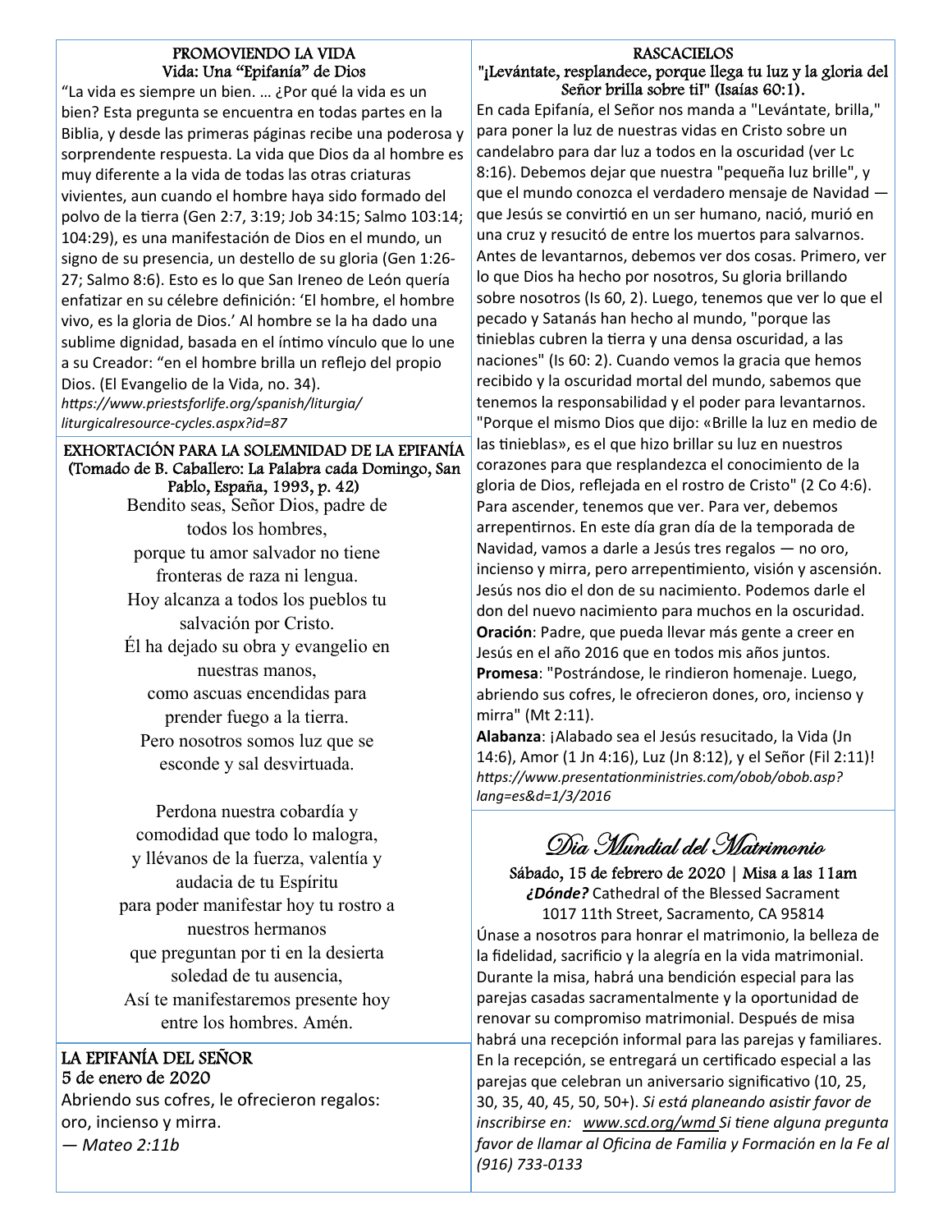## PROMOVIENDO LA VIDA
### Vida: Una "Epifanía" de Dios

"La vida es siempre un bien. … ¿Por qué la vida es un bien? Esta pregunta se encuentra en todas partes en la Biblia, y desde las primeras páginas recibe una poderosa y sorprendente respuesta. La vida que Dios da al hombre es muy diferente a la vida de todas las otras criaturas vivientes, aun cuando el hombre haya sido formado del polvo de la tierra (Gen 2:7, 3:19; Job 34:15; Salmo 103:14; 104:29), es una manifestación de Dios en el mundo, un signo de su presencia, un destello de su gloria (Gen 1:26-27; Salmo 8:6). Esto es lo que San Ireneo de León quería enfatizar en su célebre definición: 'El hombre, el hombre vivo, es la gloria de Dios.' Al hombre se la ha dado una sublime dignidad, basada en el íntimo vínculo que lo une a su Creador: "en el hombre brilla un reflejo del propio Dios. (El Evangelio de la Vida, no. 34).
*https://www.priestsforlife.org/spanish/liturgia/liturgicalresource-cycles.aspx?id=87*

## EXHORTACIÓN PARA LA SOLEMNIDAD DE LA EPIFANÍA
(Tomado de B. Caballero: La Palabra cada Domingo, San Pablo, España, 1993, p. 42)

Bendito seas, Señor Dios, padre de todos los hombres,
porque tu amor salvador no tiene fronteras de raza ni lengua.
Hoy alcanza a todos los pueblos tu salvación por Cristo.
Él ha dejado su obra y evangelio en nuestras manos,
como ascuas encendidas para prender fuego a la tierra.
Pero nosotros somos luz que se esconde y sal desvirtuada.

Perdona nuestra cobardía y comodidad que todo lo malogra,
y llévanos de la fuerza, valentía y audacia de tu Espíritu
para poder manifestar hoy tu rostro a nuestros hermanos
que preguntan por ti en la desierta soledad de tu ausencia,
Así te manifestaremos presente hoy entre los hombres. Amén.

## LA EPIFANÍA DEL SEÑOR
5 de enero de 2020

Abriendo sus cofres, le ofrecieron regalos: oro, incienso y mirra.
*— Mateo 2:11b*

## RASCACIELOS
### "¡Levántate, resplandece, porque llega tu luz y la gloria del Señor brilla sobre ti!" (Isaías 60:1).

En cada Epifanía, el Señor nos manda a "Levántate, brilla," para poner la luz de nuestras vidas en Cristo sobre un candelabro para dar luz a todos en la oscuridad (ver Lc 8:16). Debemos dejar que nuestra "pequeña luz brille", y que el mundo conozca el verdadero mensaje de Navidad — que Jesús se convirtió en un ser humano, nació, murió en una cruz y resucitó de entre los muertos para salvarnos. Antes de levantarnos, debemos ver dos cosas. Primero, ver lo que Dios ha hecho por nosotros, Su gloria brillando sobre nosotros (Is 60, 2). Luego, tenemos que ver lo que el pecado y Satanás han hecho al mundo, "porque las tinieblas cubren la tierra y una densa oscuridad, a las naciones" (Is 60: 2). Cuando vemos la gracia que hemos recibido y la oscuridad mortal del mundo, sabemos que tenemos la responsabilidad y el poder para levantarnos. "Porque el mismo Dios que dijo: «Brille la luz en medio de las tinieblas», es el que hizo brillar su luz en nuestros corazones para que resplandezca el conocimiento de la gloria de Dios, reflejada en el rostro de Cristo" (2 Co 4:6). Para ascender, tenemos que ver. Para ver, debemos arrepentirnos. En este día gran día de la temporada de Navidad, vamos a darle a Jesús tres regalos — no oro, incienso y mirra, pero arrepentimiento, visión y ascensión. Jesús nos dio el don de su nacimiento. Podemos darle el don del nuevo nacimiento para muchos en la oscuridad.
**Oración**: Padre, que pueda llevar más gente a creer en Jesús en el año 2016 que en todos mis años juntos.
**Promesa**: "Postrándose, le rindieron homenaje. Luego, abriendo sus cofres, le ofrecieron dones, oro, incienso y mirra" (Mt 2:11).
**Alabanza**: ¡Alabado sea el Jesús resucitado, la Vida (Jn 14:6), Amor (1 Jn 4:16), Luz (Jn 8:12), y el Señor (Fil 2:11)!
*https://www.presentationministries.com/obob/obob.asp?lang=es&d=1/3/2016*

## Día Mundial del Matrimonio

Sábado, 15 de febrero de 2020 | Misa a las 11am
***¿Dónde?*** Cathedral of the Blessed Sacrament
1017 11th Street, Sacramento, CA 95814

Únase a nosotros para honrar el matrimonio, la belleza de la fidelidad, sacrificio y la alegría en la vida matrimonial. Durante la misa, habrá una bendición especial para las parejas casadas sacramentalmente y la oportunidad de renovar su compromiso matrimonial. Después de misa habrá una recepción informal para las parejas y familiares. En la recepción, se entregará un certificado especial a las parejas que celebran un aniversario significativo (10, 25, 30, 35, 40, 45, 50, 50+). *Si está planeando asistir favor de inscribirse en: www.scd.org/wmd Si tiene alguna pregunta favor de llamar al Oficina de Familia y Formación en la Fe al (916) 733-0133*